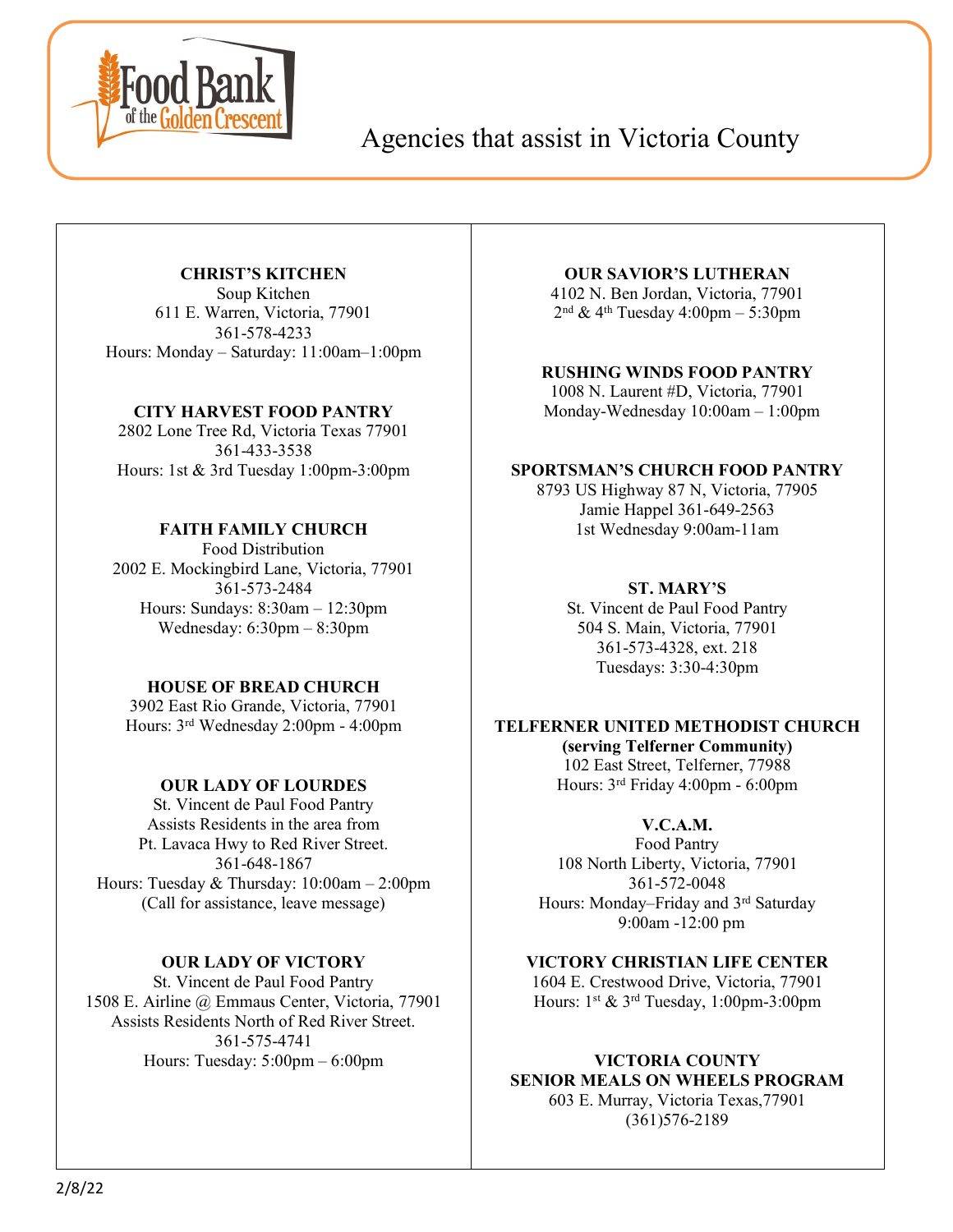Food Bank of the Golden Crescent

# Agencies that assist in Victoria County

**CHRIST'S KITCHEN**
Soup Kitchen
611 E. Warren, Victoria, 77901
361-578-4233
Hours: Monday – Saturday: 11:00am–1:00pm

**CITY HARVEST FOOD PANTRY**
2802 Lone Tree Rd, Victoria Texas 77901
361-433-3538
Hours: 1st & 3rd Tuesday 1:00pm-3:00pm

**FAITH FAMILY CHURCH**
Food Distribution
2002 E. Mockingbird Lane, Victoria, 77901
361-573-2484
Hours: Sundays: 8:30am – 12:30pm
Wednesday: 6:30pm – 8:30pm

**HOUSE OF BREAD CHURCH**
3902 East Rio Grande, Victoria, 77901
Hours: 3rd Wednesday 2:00pm - 4:00pm

**OUR LADY OF LOURDES**
St. Vincent de Paul Food Pantry
Assists Residents in the area from
Pt. Lavaca Hwy to Red River Street.
361-648-1867
Hours: Tuesday & Thursday: 10:00am – 2:00pm
(Call for assistance, leave message)

**OUR LADY OF VICTORY**
St. Vincent de Paul Food Pantry
1508 E. Airline @ Emmaus Center, Victoria, 77901
Assists Residents North of Red River Street.
361-575-4741
Hours: Tuesday: 5:00pm – 6:00pm

**OUR SAVIOR'S LUTHERAN**
4102 N. Ben Jordan, Victoria, 77901
2nd & 4th Tuesday 4:00pm – 5:30pm

**RUSHING WINDS FOOD PANTRY**
1008 N. Laurent #D, Victoria, 77901
Monday-Wednesday 10:00am – 1:00pm

**SPORTSMAN'S CHURCH FOOD PANTRY**
8793 US Highway 87 N, Victoria, 77905
Jamie Happel 361-649-2563
1st Wednesday 9:00am-11am

**ST. MARY'S**
St. Vincent de Paul Food Pantry
504 S. Main, Victoria, 77901
361-573-4328, ext. 218
Tuesdays: 3:30-4:30pm

**TELFERNER UNITED METHODIST CHURCH**
**(serving Telferner Community)**
102 East Street, Telferner, 77988
Hours: 3rd Friday 4:00pm - 6:00pm

**V.C.A.M.**
Food Pantry
108 North Liberty, Victoria, 77901
361-572-0048
Hours: Monday–Friday and 3rd Saturday
9:00am -12:00 pm

**VICTORY CHRISTIAN LIFE CENTER**
1604 E. Crestwood Drive, Victoria, 77901
Hours: 1st & 3rd Tuesday, 1:00pm-3:00pm

**VICTORIA COUNTY**
**SENIOR MEALS ON WHEELS PROGRAM**
603 E. Murray, Victoria Texas,77901
(361)576-2189

2/8/22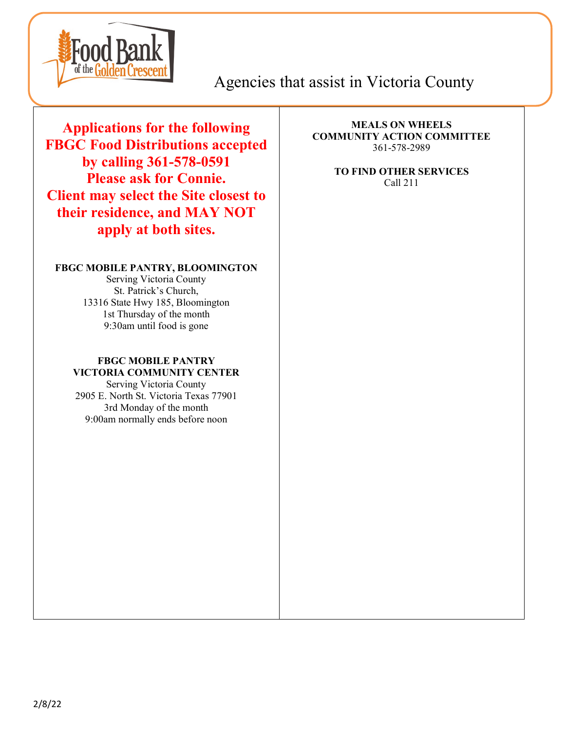# Agencies that assist in Victoria County

**Applications for the following FBGC Food Distributions accepted by calling 361-578-0591**
**Please ask for Connie.**
**Client may select the Site closest to their residence, and MAY NOT apply at both sites.**

**FBGC MOBILE PANTRY, BLOOMINGTON**
Serving Victoria County
St. Patrick's Church,
13316 State Hwy 185, Bloomington
1st Thursday of the month
9:30am until food is gone

**FBGC MOBILE PANTRY**
**VICTORIA COMMUNITY CENTER**
Serving Victoria County
2905 E. North St. Victoria Texas 77901
3rd Monday of the month
9:00am normally ends before noon

**MEALS ON WHEELS**
**COMMUNITY ACTION COMMITTEE**
361-578-2989

**TO FIND OTHER SERVICES**
Call 211

2/8/22